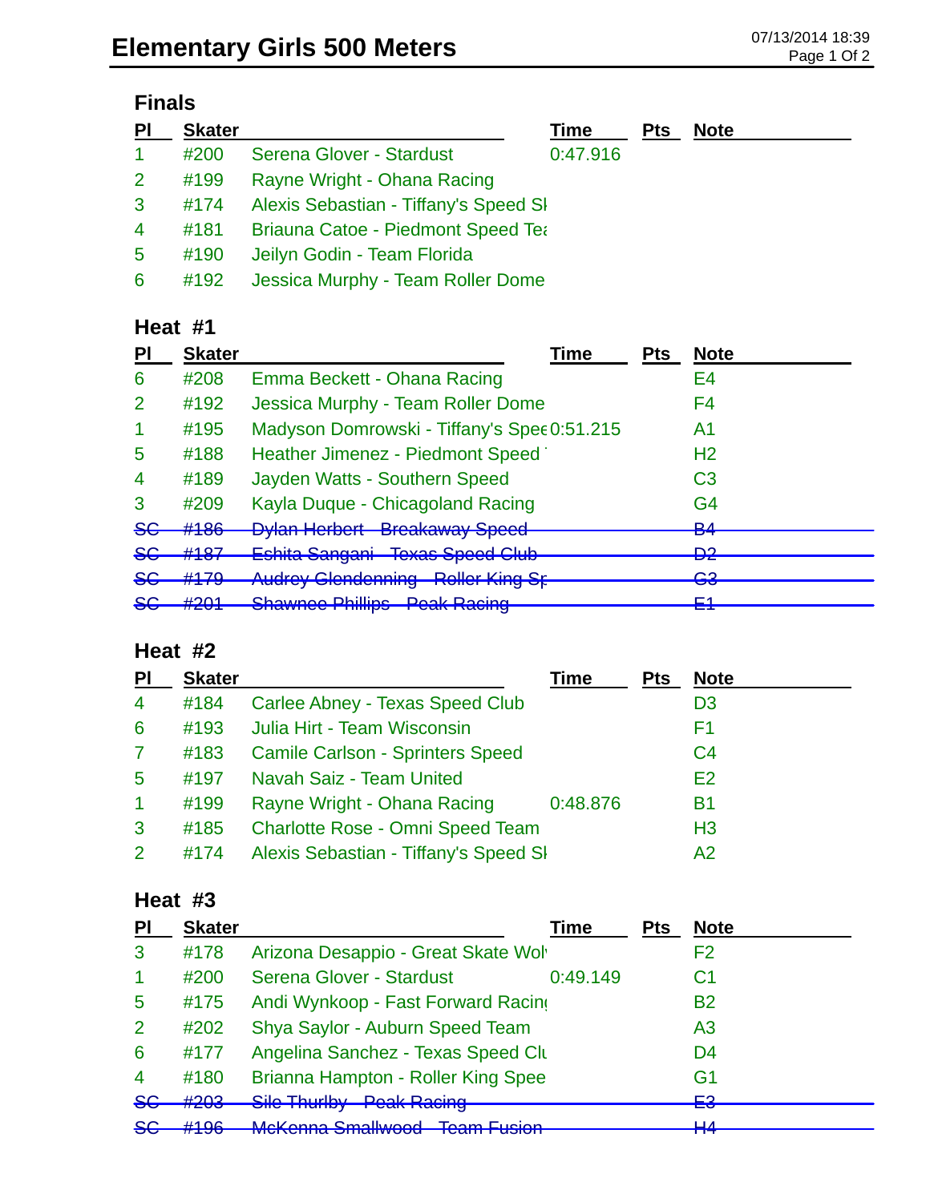# Elementary Girls 500 Meters

07/13/2014 18:39

## Finals

| Pl | Skater | | Time | Pts | Note |
|---|---|---|---|---|---|
| 1 | #200 | Serena Glover - Stardust | 0:47.916 | | |
| 2 | #199 | Rayne Wright - Ohana Racing | | | |
| 3 | #174 | Alexis Sebastian - Tiffany's Speed Sl | | | |
| 4 | #181 | Briauna Catoe - Piedmont Speed Tea | | | |
| 5 | #190 | Jeilyn Godin - Team Florida | | | |
| 6 | #192 | Jessica Murphy - Team Roller Dome | | | |

## Heat #1

| Pl | Skater | | Time | Pts | Note |
|---|---|---|---|---|---|
| 6 | #208 | Emma Beckett - Ohana Racing | | | E4 |
| 2 | #192 | Jessica Murphy - Team Roller Dome | | | F4 |
| 1 | #195 | Madyson Domrowski - Tiffany's Spee | 0:51.215 | | A1 |
| 5 | #188 | Heather Jimenez - Piedmont Speed | | | H2 |
| 4 | #189 | Jayden Watts - Southern Speed | | | C3 |
| 3 | #209 | Kayla Duque - Chicagoland Racing | | | G4 |
| ~~SC~~ | ~~#186~~ | ~~Dylan Herbert - Breakaway Speed~~ | | | ~~B4~~ |
| ~~SC~~ | ~~#187~~ | ~~Eshita Sangani - Texas Speed Club~~ | | | ~~D2~~ |
| ~~SC~~ | ~~#179~~ | ~~Audrey Glendenning - Roller King Sp~~ | | | ~~G3~~ |
| ~~SC~~ | ~~#201~~ | ~~Shawnee Phillips - Peak Racing~~ | | | ~~E1~~ |

## Heat #2

| Pl | Skater | | Time | Pts | Note |
|---|---|---|---|---|---|
| 4 | #184 | Carlee Abney - Texas Speed Club | | | D3 |
| 6 | #193 | Julia Hirt - Team Wisconsin | | | F1 |
| 7 | #183 | Camile Carlson - Sprinters Speed | | | C4 |
| 5 | #197 | Navah Saiz - Team United | | | E2 |
| 1 | #199 | Rayne Wright - Ohana Racing | 0:48.876 | | B1 |
| 3 | #185 | Charlotte Rose - Omni Speed Team | | | H3 |
| 2 | #174 | Alexis Sebastian - Tiffany's Speed Sl | | | A2 |

## Heat #3

| Pl | Skater | | Time | Pts | Note |
|---|---|---|---|---|---|
| 3 | #178 | Arizona Desappio - Great Skate Wol | | | F2 |
| 1 | #200 | Serena Glover - Stardust | 0:49.149 | | C1 |
| 5 | #175 | Andi Wynkoop - Fast Forward Racin | | | B2 |
| 2 | #202 | Shya Saylor - Auburn Speed Team | | | A3 |
| 6 | #177 | Angelina Sanchez - Texas Speed Clu | | | D4 |
| 4 | #180 | Brianna Hampton - Roller King Spee | | | G1 |
| ~~SC~~ | ~~#203~~ | ~~Sile Thurlby - Peak Racing~~ | | | ~~E3~~ |
| ~~SC~~ | ~~#196~~ | ~~McKenna Smallwood - Team Fusion~~ | | | ~~H4~~ |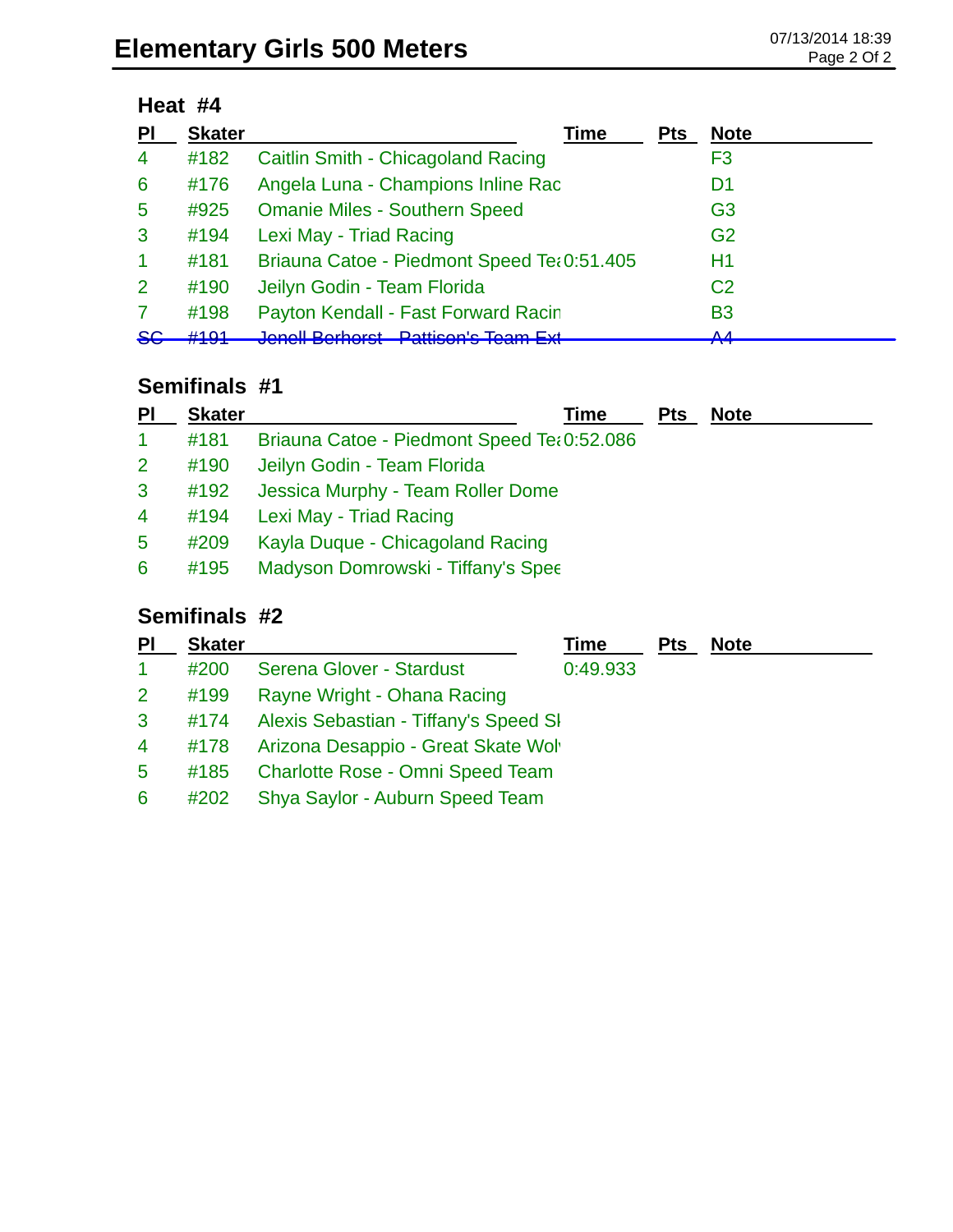# Elementary Girls 500 Meters

07/13/2014 18:39

### Heat #4

| Pl | Skater | | Time | Pts | Note |
|---|---|---|---|---|---|
| 4 | #182 | Caitlin Smith - Chicagoland Racing | | | F3 |
| 6 | #176 | Angela Luna - Champions Inline Rac | | | D1 |
| 5 | #925 | Omanie Miles - Southern Speed | | | G3 |
| 3 | #194 | Lexi May - Triad Racing | | | G2 |
| 1 | #181 | Briauna Catoe - Piedmont Speed Tea | 0:51.405 | | H1 |
| 2 | #190 | Jeilyn Godin - Team Florida | | | C2 |
| 7 | #198 | Payton Kendall - Fast Forward Racin | | | B3 |
| ~~SC~~ | ~~#191~~ | ~~Jenell Berhorst - Pattison's Team Ext~~ | | | ~~A4~~ |

### Semifinals #1

| Pl | Skater | | Time | Pts | Note |
|---|---|---|---|---|---|
| 1 | #181 | Briauna Catoe - Piedmont Speed Tea | 0:52.086 | | |
| 2 | #190 | Jeilyn Godin - Team Florida | | | |
| 3 | #192 | Jessica Murphy - Team Roller Dome | | | |
| 4 | #194 | Lexi May - Triad Racing | | | |
| 5 | #209 | Kayla Duque - Chicagoland Racing | | | |
| 6 | #195 | Madyson Domrowski - Tiffany's Spee | | | |

### Semifinals #2

| Pl | Skater | | Time | Pts | Note |
|---|---|---|---|---|---|
| 1 | #200 | Serena Glover - Stardust | 0:49.933 | | |
| 2 | #199 | Rayne Wright - Ohana Racing | | | |
| 3 | #174 | Alexis Sebastian - Tiffany's Speed Sk | | | |
| 4 | #178 | Arizona Desappio - Great Skate Wol | | | |
| 5 | #185 | Charlotte Rose - Omni Speed Team | | | |
| 6 | #202 | Shya Saylor - Auburn Speed Team | | | |